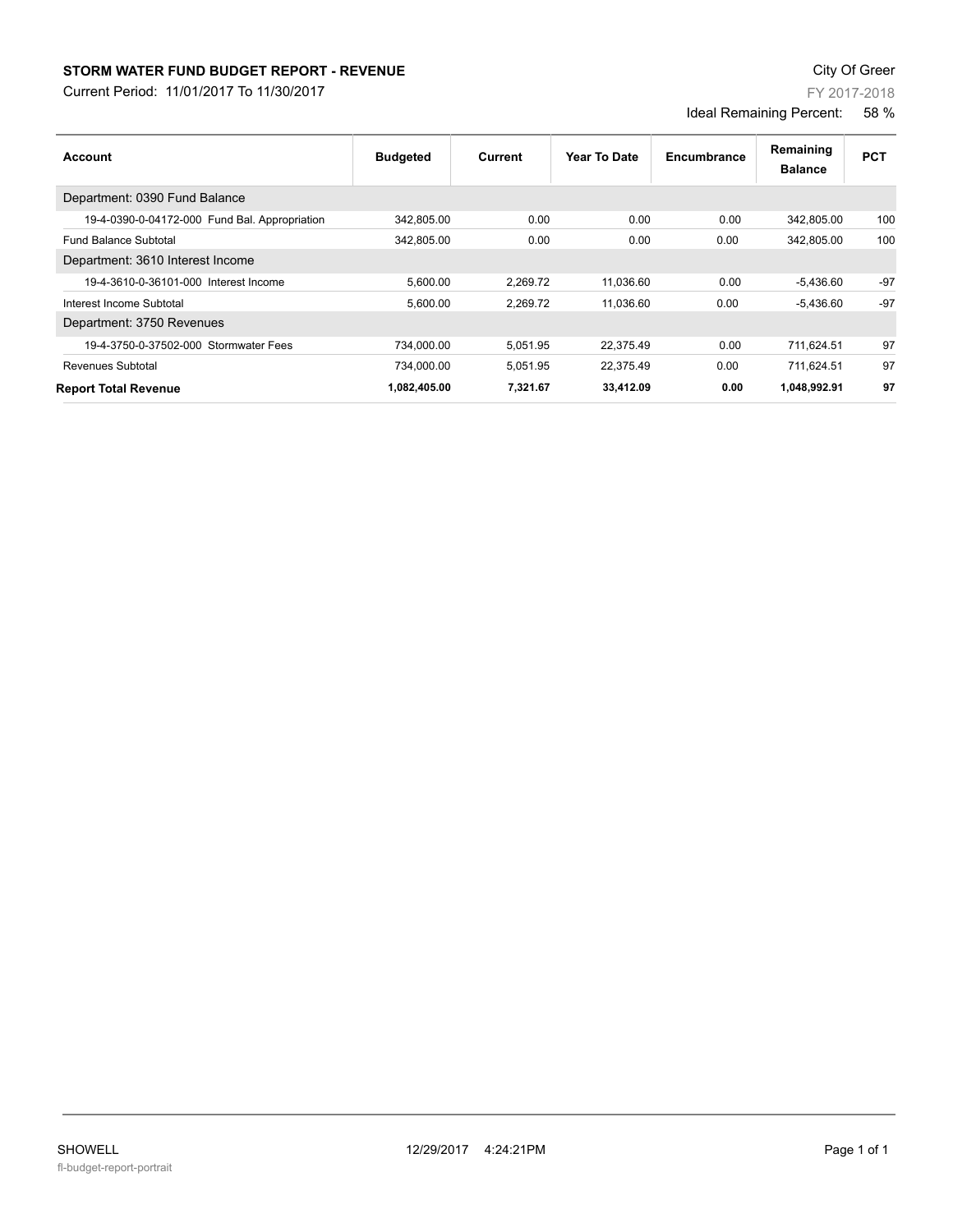# STORM WATER FUND BUDGET REPORT - REVENUE

Current Period: 11/01/2017 To 11/30/2017

City Of Greer

FY 2017-2018

Ideal Remaining Percent: 58 %

| Account | Budgeted | Current | Year To Date | Encumbrance | Remaining Balance | PCT |
|---|---|---|---|---|---|---|
| Department: 0390 Fund Balance | | | | | | |
| 19-4-0390-0-04172-000 Fund Bal. Appropriation | 342,805.00 | 0.00 | 0.00 | 0.00 | 342,805.00 | 100 |
| Fund Balance Subtotal | 342,805.00 | 0.00 | 0.00 | 0.00 | 342,805.00 | 100 |
| Department: 3610 Interest Income | | | | | | |
| 19-4-3610-0-36101-000 Interest Income | 5,600.00 | 2,269.72 | 11,036.60 | 0.00 | -5,436.60 | -97 |
| Interest Income Subtotal | 5,600.00 | 2,269.72 | 11,036.60 | 0.00 | -5,436.60 | -97 |
| Department: 3750 Revenues | | | | | | |
| 19-4-3750-0-37502-000 Stormwater Fees | 734,000.00 | 5,051.95 | 22,375.49 | 0.00 | 711,624.51 | 97 |
| Revenues Subtotal | 734,000.00 | 5,051.95 | 22,375.49 | 0.00 | 711,624.51 | 97 |
| **Report Total Revenue** | **1,082,405.00** | **7,321.67** | **33,412.09** | **0.00** | **1,048,992.91** | **97** |

SHOWELL 12/29/2017 4:24:21PM

fl-budget-report-portrait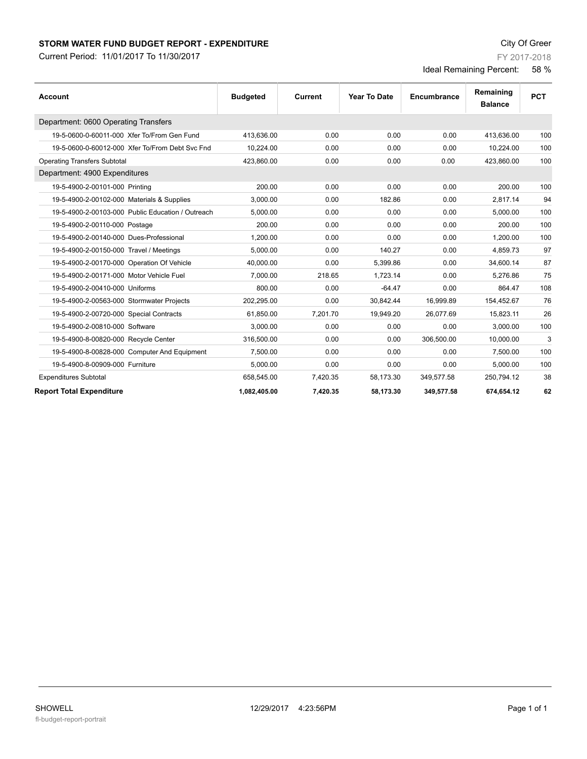# STORM WATER FUND BUDGET REPORT - EXPENDITURE

Current Period: 11/01/2017 To 11/30/2017

City Of Greer

FY 2017-2018

Ideal Remaining Percent: 58 %

| Account | Budgeted | Current | Year To Date | Encumbrance | Remaining Balance | PCT |
|---|---|---|---|---|---|---|
| Department: 0600 Operating Transfers | | | | | | |
| 19-5-0600-0-60011-000 Xfer To/From Gen Fund | 413,636.00 | 0.00 | 0.00 | 0.00 | 413,636.00 | 100 |
| 19-5-0600-0-60012-000 Xfer To/From Debt Svc Fnd | 10,224.00 | 0.00 | 0.00 | 0.00 | 10,224.00 | 100 |
| Operating Transfers Subtotal | 423,860.00 | 0.00 | 0.00 | 0.00 | 423,860.00 | 100 |
| Department: 4900 Expenditures | | | | | | |
| 19-5-4900-2-00101-000 Printing | 200.00 | 0.00 | 0.00 | 0.00 | 200.00 | 100 |
| 19-5-4900-2-00102-000 Materials & Supplies | 3,000.00 | 0.00 | 182.86 | 0.00 | 2,817.14 | 94 |
| 19-5-4900-2-00103-000 Public Education / Outreach | 5,000.00 | 0.00 | 0.00 | 0.00 | 5,000.00 | 100 |
| 19-5-4900-2-00110-000 Postage | 200.00 | 0.00 | 0.00 | 0.00 | 200.00 | 100 |
| 19-5-4900-2-00140-000 Dues-Professional | 1,200.00 | 0.00 | 0.00 | 0.00 | 1,200.00 | 100 |
| 19-5-4900-2-00150-000 Travel / Meetings | 5,000.00 | 0.00 | 140.27 | 0.00 | 4,859.73 | 97 |
| 19-5-4900-2-00170-000 Operation Of Vehicle | 40,000.00 | 0.00 | 5,399.86 | 0.00 | 34,600.14 | 87 |
| 19-5-4900-2-00171-000 Motor Vehicle Fuel | 7,000.00 | 218.65 | 1,723.14 | 0.00 | 5,276.86 | 75 |
| 19-5-4900-2-00410-000 Uniforms | 800.00 | 0.00 | -64.47 | 0.00 | 864.47 | 108 |
| 19-5-4900-2-00563-000 Stormwater Projects | 202,295.00 | 0.00 | 30,842.44 | 16,999.89 | 154,452.67 | 76 |
| 19-5-4900-2-00720-000 Special Contracts | 61,850.00 | 7,201.70 | 19,949.20 | 26,077.69 | 15,823.11 | 26 |
| 19-5-4900-2-00810-000 Software | 3,000.00 | 0.00 | 0.00 | 0.00 | 3,000.00 | 100 |
| 19-5-4900-8-00820-000 Recycle Center | 316,500.00 | 0.00 | 0.00 | 306,500.00 | 10,000.00 | 3 |
| 19-5-4900-8-00828-000 Computer And Equipment | 7,500.00 | 0.00 | 0.00 | 0.00 | 7,500.00 | 100 |
| 19-5-4900-8-00909-000 Furniture | 5,000.00 | 0.00 | 0.00 | 0.00 | 5,000.00 | 100 |
| Expenditures Subtotal | 658,545.00 | 7,420.35 | 58,173.30 | 349,577.58 | 250,794.12 | 38 |
| **Report Total Expenditure** | **1,082,405.00** | **7,420.35** | **58,173.30** | **349,577.58** | **674,654.12** | **62** |

SHOWELL 12/29/2017 4:23:56PM

fl-budget-report-portrait